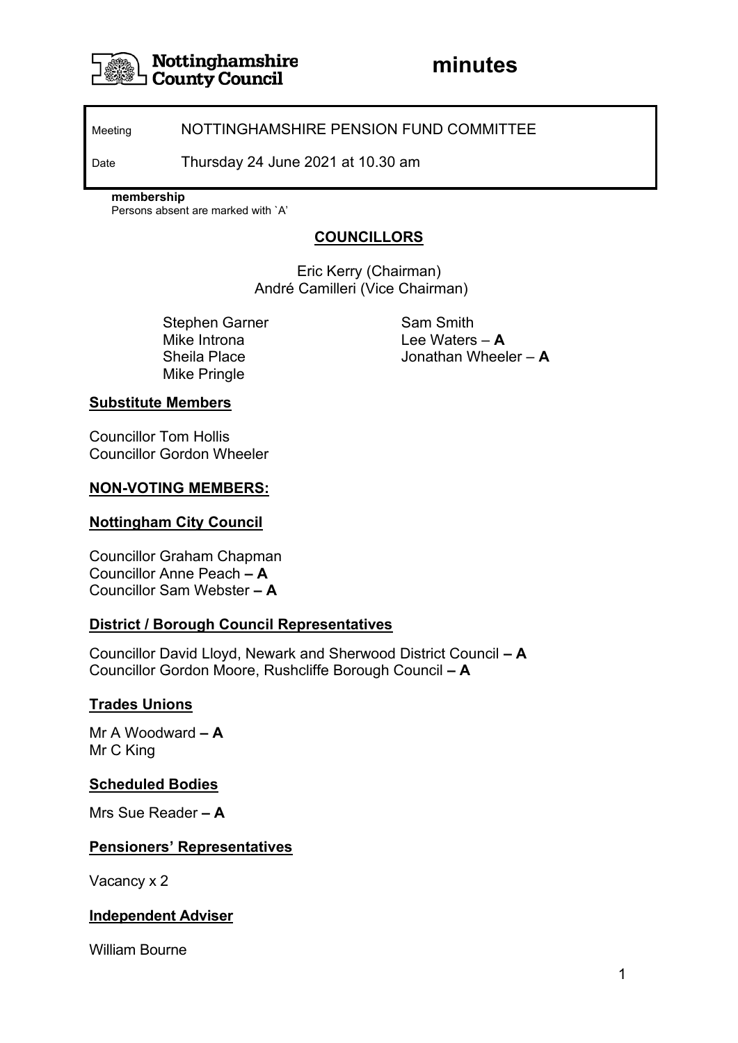Nottinghamshire County Council

# minutes

Meeting NOTTINGHAMSHIRE PENSION FUND COMMITTEE

Date Thursday 24 June 2021 at 10.30 am

**membership**
Persons absent are marked with `A'

## COUNCILLORS

Eric Kerry (Chairman)
André Camilleri (Vice Chairman)

Stephen Garner
Mike Introna
Sheila Place
Mike Pringle
Sam Smith
Lee Waters – **A**
Jonathan Wheeler – **A**

**Substitute Members**

Councillor Tom Hollis
Councillor Gordon Wheeler

**NON-VOTING MEMBERS:**

**Nottingham City Council**

Councillor Graham Chapman
Councillor Anne Peach **– A**
Councillor Sam Webster **– A**

**District / Borough Council Representatives**

Councillor David Lloyd, Newark and Sherwood District Council **– A**
Councillor Gordon Moore, Rushcliffe Borough Council **– A**

**Trades Unions**

Mr A Woodward **– A**
Mr C King

**Scheduled Bodies**

Mrs Sue Reader **– A**

**Pensioners' Representatives**

Vacancy x 2

**Independent Adviser**

William Bourne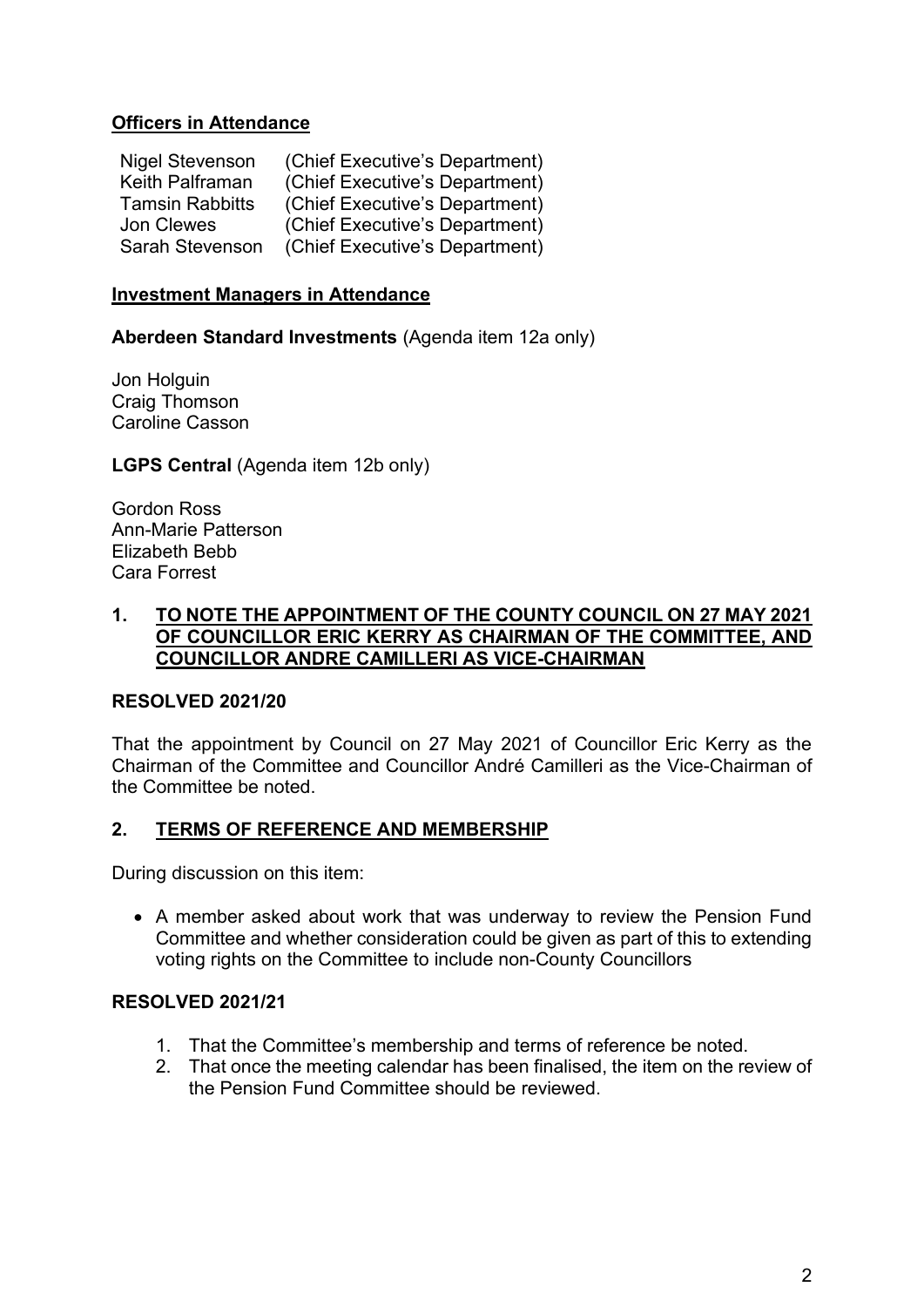**Officers in Attendance**

| | |
|---|---|
| Nigel Stevenson | (Chief Executive's Department) |
| Keith Palframan | (Chief Executive's Department) |
| Tamsin Rabbitts | (Chief Executive's Department) |
| Jon Clewes | (Chief Executive's Department) |
| Sarah Stevenson | (Chief Executive's Department) |

**Investment Managers in Attendance**

**Aberdeen Standard Investments** (Agenda item 12a only)

Jon Holguin
Craig Thomson
Caroline Casson

**LGPS Central** (Agenda item 12b only)

Gordon Ross
Ann-Marie Patterson
Elizabeth Bebb
Cara Forrest

**1. TO NOTE THE APPOINTMENT OF THE COUNTY COUNCIL ON 27 MAY 2021 OF COUNCILLOR ERIC KERRY AS CHAIRMAN OF THE COMMITTEE, AND COUNCILLOR ANDRE CAMILLERI AS VICE-CHAIRMAN**

**RESOLVED 2021/20**

That the appointment by Council on 27 May 2021 of Councillor Eric Kerry as the Chairman of the Committee and Councillor André Camilleri as the Vice-Chairman of the Committee be noted.

**2. TERMS OF REFERENCE AND MEMBERSHIP**

During discussion on this item:

- A member asked about work that was underway to review the Pension Fund Committee and whether consideration could be given as part of this to extending voting rights on the Committee to include non-County Councillors

**RESOLVED 2021/21**

1. That the Committee's membership and terms of reference be noted.
2. That once the meeting calendar has been finalised, the item on the review of the Pension Fund Committee should be reviewed.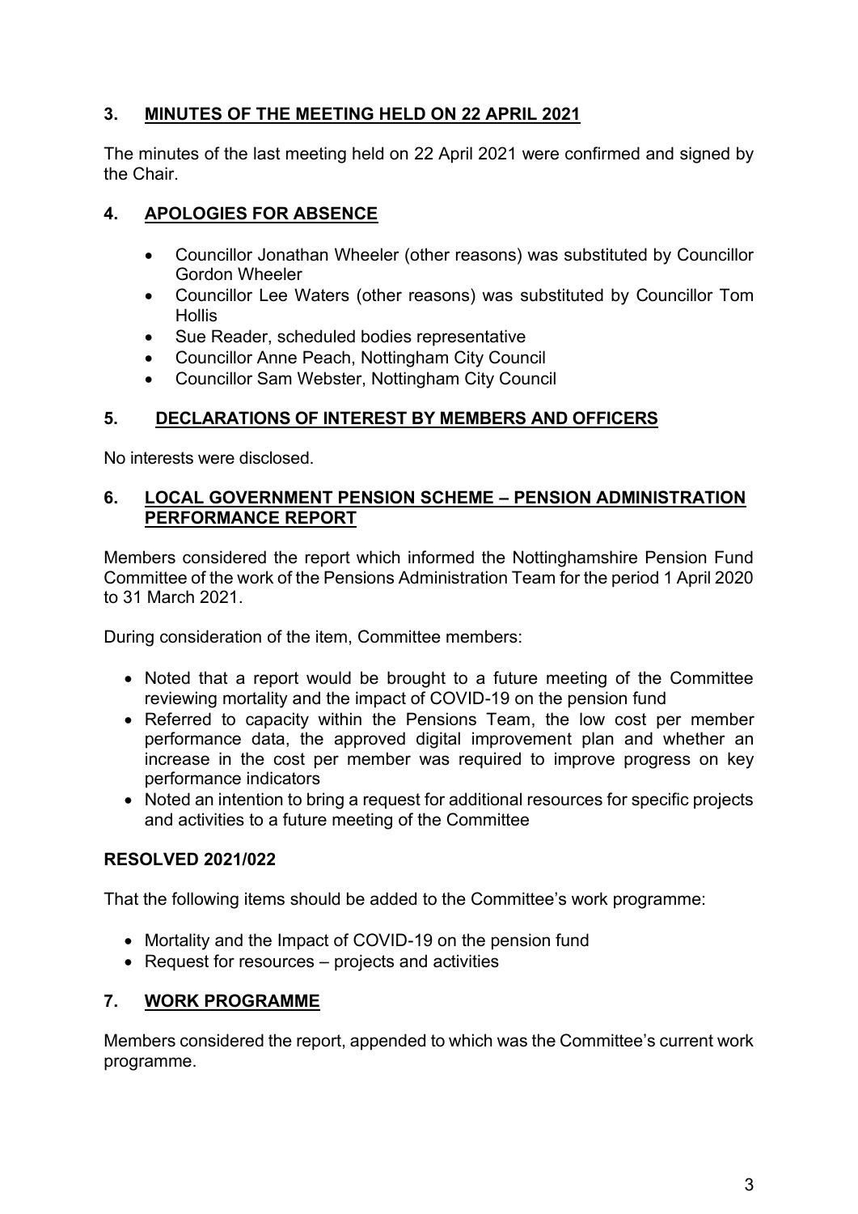## 3. MINUTES OF THE MEETING HELD ON 22 APRIL 2021

The minutes of the last meeting held on 22 April 2021 were confirmed and signed by the Chair.

## 4. APOLOGIES FOR ABSENCE

- Councillor Jonathan Wheeler (other reasons) was substituted by Councillor Gordon Wheeler
- Councillor Lee Waters (other reasons) was substituted by Councillor Tom Hollis
- Sue Reader, scheduled bodies representative
- Councillor Anne Peach, Nottingham City Council
- Councillor Sam Webster, Nottingham City Council

## 5. DECLARATIONS OF INTEREST BY MEMBERS AND OFFICERS

No interests were disclosed.

## 6. LOCAL GOVERNMENT PENSION SCHEME – PENSION ADMINISTRATION PERFORMANCE REPORT

Members considered the report which informed the Nottinghamshire Pension Fund Committee of the work of the Pensions Administration Team for the period 1 April 2020 to 31 March 2021.

During consideration of the item, Committee members:

- Noted that a report would be brought to a future meeting of the Committee reviewing mortality and the impact of COVID-19 on the pension fund
- Referred to capacity within the Pensions Team, the low cost per member performance data, the approved digital improvement plan and whether an increase in the cost per member was required to improve progress on key performance indicators
- Noted an intention to bring a request for additional resources for specific projects and activities to a future meeting of the Committee

**RESOLVED 2021/022**

That the following items should be added to the Committee's work programme:

- Mortality and the Impact of COVID-19 on the pension fund
- Request for resources – projects and activities

## 7. WORK PROGRAMME

Members considered the report, appended to which was the Committee's current work programme.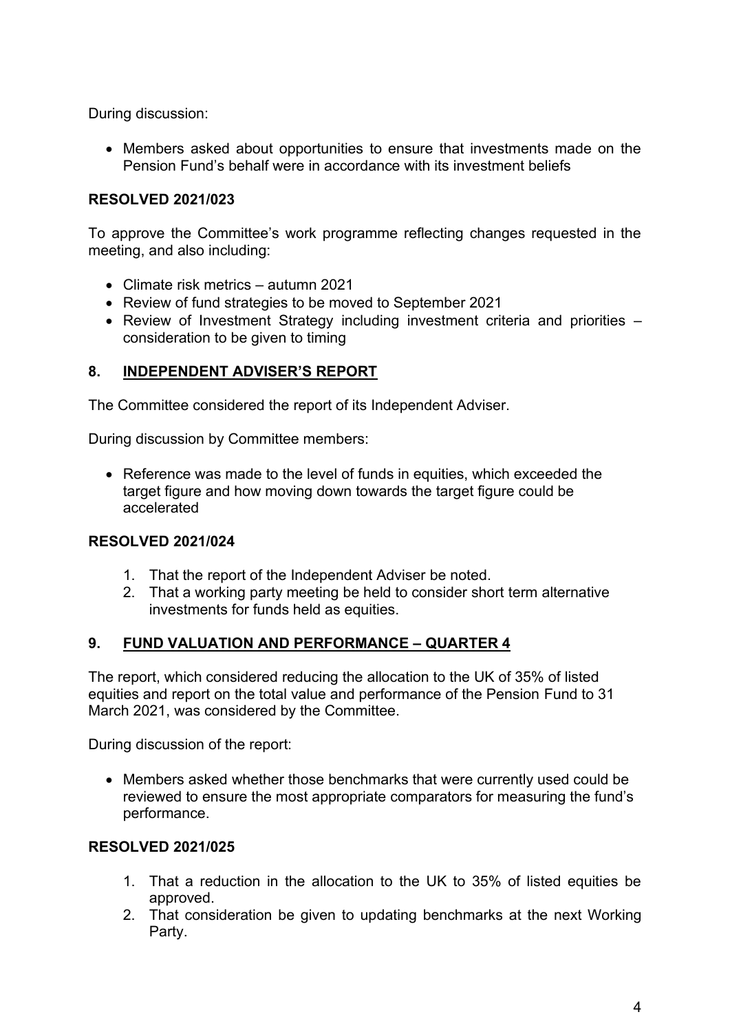During discussion:

- Members asked about opportunities to ensure that investments made on the Pension Fund's behalf were in accordance with its investment beliefs

**RESOLVED 2021/023**

To approve the Committee's work programme reflecting changes requested in the meeting, and also including:

- Climate risk metrics – autumn 2021
- Review of fund strategies to be moved to September 2021
- Review of Investment Strategy including investment criteria and priorities – consideration to be given to timing

## 8. INDEPENDENT ADVISER'S REPORT

The Committee considered the report of its Independent Adviser.

During discussion by Committee members:

- Reference was made to the level of funds in equities, which exceeded the target figure and how moving down towards the target figure could be accelerated

**RESOLVED 2021/024**

1. That the report of the Independent Adviser be noted.
2. That a working party meeting be held to consider short term alternative investments for funds held as equities.

## 9. FUND VALUATION AND PERFORMANCE – QUARTER 4

The report, which considered reducing the allocation to the UK of 35% of listed equities and report on the total value and performance of the Pension Fund to 31 March 2021, was considered by the Committee.

During discussion of the report:

- Members asked whether those benchmarks that were currently used could be reviewed to ensure the most appropriate comparators for measuring the fund's performance.

**RESOLVED 2021/025**

1. That a reduction in the allocation to the UK to 35% of listed equities be approved.
2. That consideration be given to updating benchmarks at the next Working Party.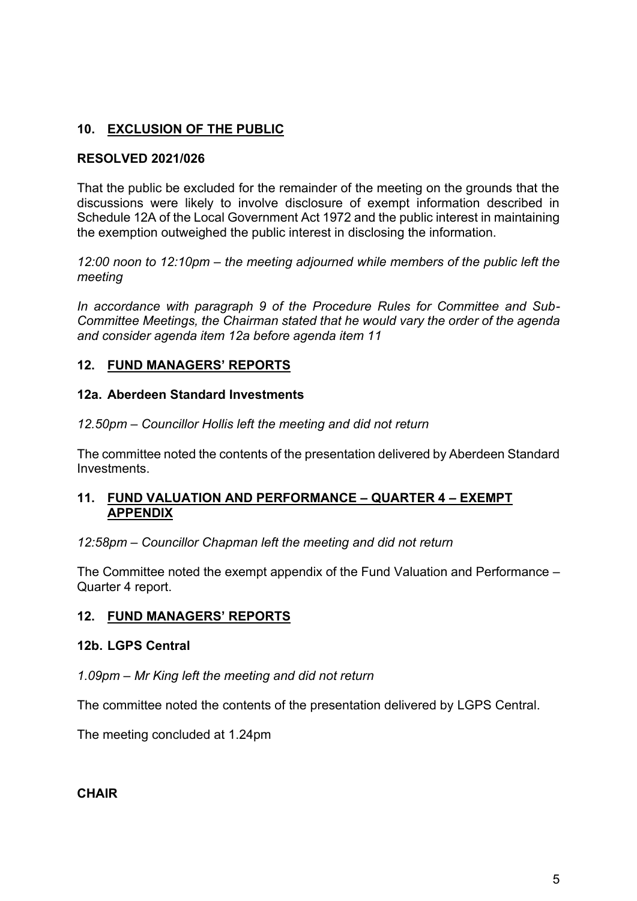## 10. EXCLUSION OF THE PUBLIC

**RESOLVED 2021/026**

That the public be excluded for the remainder of the meeting on the grounds that the discussions were likely to involve disclosure of exempt information described in Schedule 12A of the Local Government Act 1972 and the public interest in maintaining the exemption outweighed the public interest in disclosing the information.

*12:00 noon to 12:10pm – the meeting adjourned while members of the public left the meeting*

*In accordance with paragraph 9 of the Procedure Rules for Committee and Sub-Committee Meetings, the Chairman stated that he would vary the order of the agenda and consider agenda item 12a before agenda item 11*

## 12. FUND MANAGERS' REPORTS

### 12a. Aberdeen Standard Investments

*12.50pm – Councillor Hollis left the meeting and did not return*

The committee noted the contents of the presentation delivered by Aberdeen Standard Investments.

## 11. FUND VALUATION AND PERFORMANCE – QUARTER 4 – EXEMPT APPENDIX

*12:58pm – Councillor Chapman left the meeting and did not return*

The Committee noted the exempt appendix of the Fund Valuation and Performance – Quarter 4 report.

## 12. FUND MANAGERS' REPORTS

### 12b. LGPS Central

*1.09pm – Mr King left the meeting and did not return*

The committee noted the contents of the presentation delivered by LGPS Central.

The meeting concluded at 1.24pm

**CHAIR**